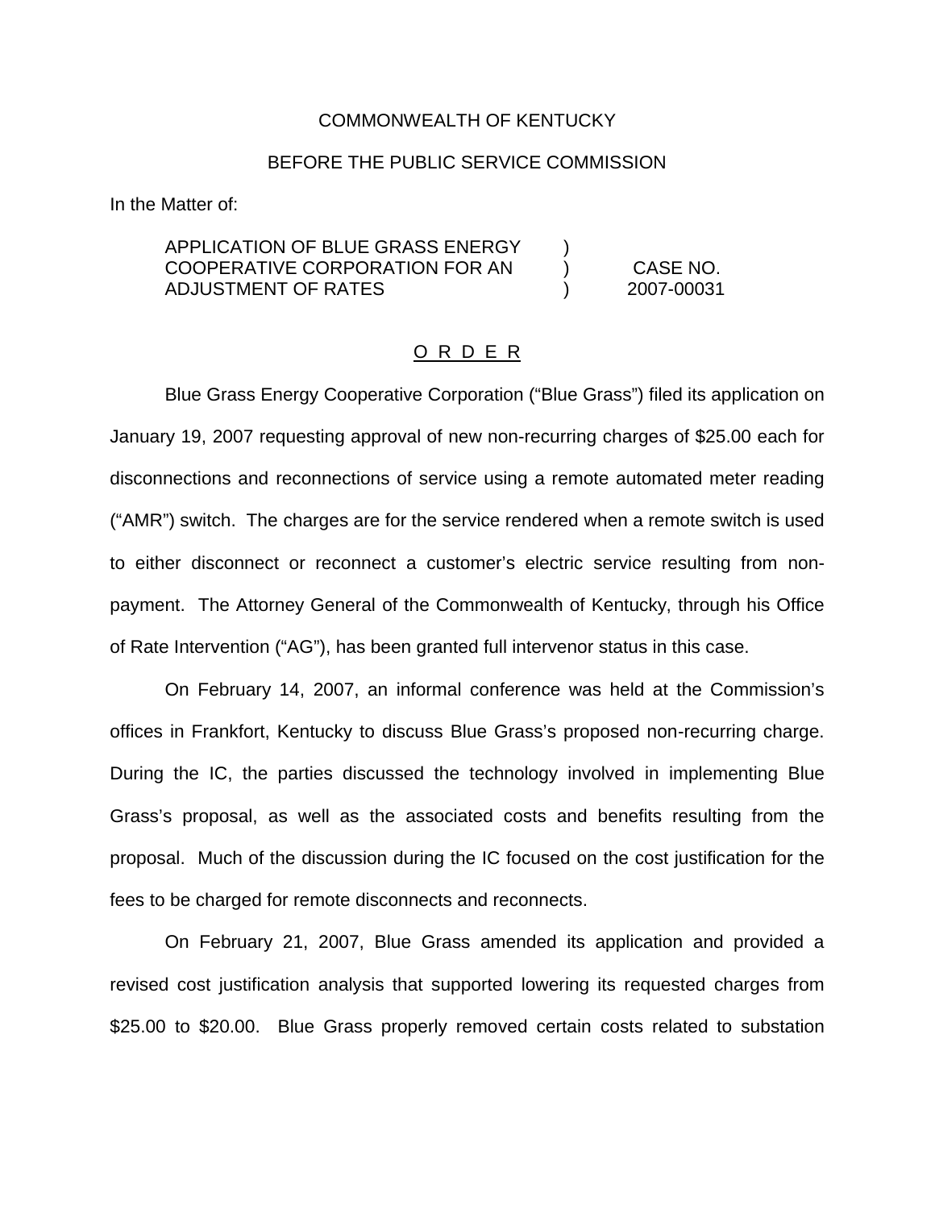COMMONWEALTH OF KENTUCKY

BEFORE THE PUBLIC SERVICE COMMISSION

In the Matter of:

| | | |
|---|---|---|
| APPLICATION OF BLUE GRASS ENERGY COOPERATIVE CORPORATION FOR AN ADJUSTMENT OF RATES | ) ) ) | CASE NO. 2007-00031 |

O R D E R

Blue Grass Energy Cooperative Corporation ("Blue Grass") filed its application on January 19, 2007 requesting approval of new non-recurring charges of $25.00 each for disconnections and reconnections of service using a remote automated meter reading ("AMR") switch. The charges are for the service rendered when a remote switch is used to either disconnect or reconnect a customer's electric service resulting from non-payment. The Attorney General of the Commonwealth of Kentucky, through his Office of Rate Intervention ("AG"), has been granted full intervenor status in this case.

On February 14, 2007, an informal conference was held at the Commission's offices in Frankfort, Kentucky to discuss Blue Grass's proposed non-recurring charge. During the IC, the parties discussed the technology involved in implementing Blue Grass's proposal, as well as the associated costs and benefits resulting from the proposal. Much of the discussion during the IC focused on the cost justification for the fees to be charged for remote disconnects and reconnects.

On February 21, 2007, Blue Grass amended its application and provided a revised cost justification analysis that supported lowering its requested charges from $25.00 to $20.00. Blue Grass properly removed certain costs related to substation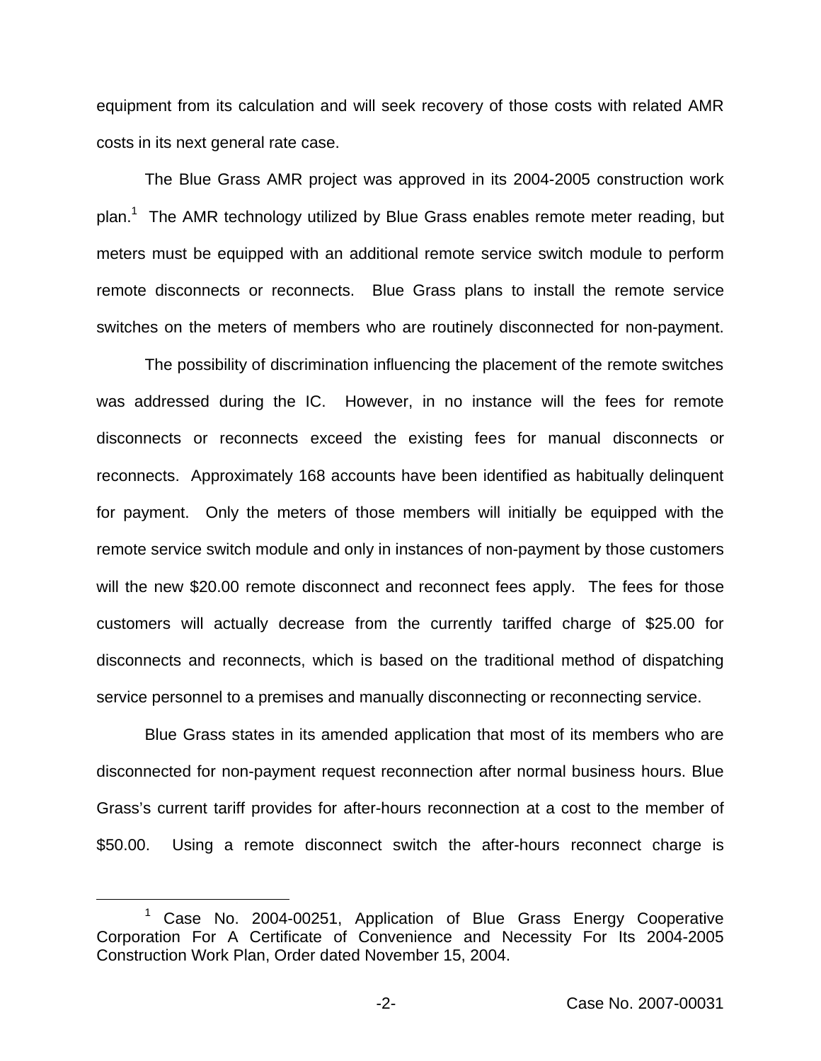equipment from its calculation and will seek recovery of those costs with related AMR costs in its next general rate case.

The Blue Grass AMR project was approved in its 2004-2005 construction work plan.[1] The AMR technology utilized by Blue Grass enables remote meter reading, but meters must be equipped with an additional remote service switch module to perform remote disconnects or reconnects. Blue Grass plans to install the remote service switches on the meters of members who are routinely disconnected for non-payment.

The possibility of discrimination influencing the placement of the remote switches was addressed during the IC. However, in no instance will the fees for remote disconnects or reconnects exceed the existing fees for manual disconnects or reconnects. Approximately 168 accounts have been identified as habitually delinquent for payment. Only the meters of those members will initially be equipped with the remote service switch module and only in instances of non-payment by those customers will the new $20.00 remote disconnect and reconnect fees apply. The fees for those customers will actually decrease from the currently tariffed charge of $25.00 for disconnects and reconnects, which is based on the traditional method of dispatching service personnel to a premises and manually disconnecting or reconnecting service.

Blue Grass states in its amended application that most of its members who are disconnected for non-payment request reconnection after normal business hours. Blue Grass's current tariff provides for after-hours reconnection at a cost to the member of $50.00. Using a remote disconnect switch the after-hours reconnect charge is

[1] Case No. 2004-00251, Application of Blue Grass Energy Cooperative Corporation For A Certificate of Convenience and Necessity For Its 2004-2005 Construction Work Plan, Order dated November 15, 2004.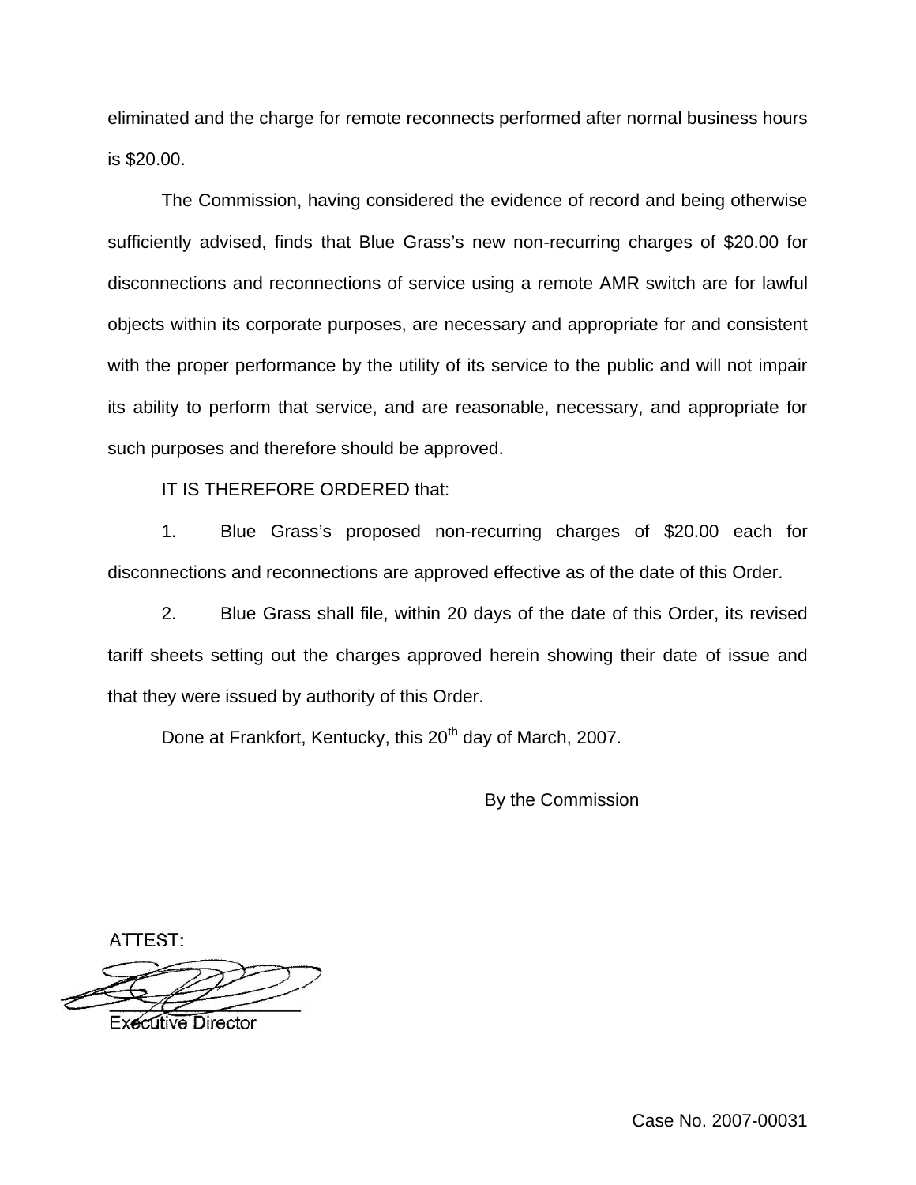eliminated and the charge for remote reconnects performed after normal business hours is $20.00.

The Commission, having considered the evidence of record and being otherwise sufficiently advised, finds that Blue Grass's new non-recurring charges of $20.00 for disconnections and reconnections of service using a remote AMR switch are for lawful objects within its corporate purposes, are necessary and appropriate for and consistent with the proper performance by the utility of its service to the public and will not impair its ability to perform that service, and are reasonable, necessary, and appropriate for such purposes and therefore should be approved.

IT IS THEREFORE ORDERED that:

1. Blue Grass's proposed non-recurring charges of $20.00 each for disconnections and reconnections are approved effective as of the date of this Order.

2. Blue Grass shall file, within 20 days of the date of this Order, its revised tariff sheets setting out the charges approved herein showing their date of issue and that they were issued by authority of this Order.

Done at Frankfort, Kentucky, this 20th day of March, 2007.

By the Commission

ATTEST:

Executive Director

Case No. 2007-00031